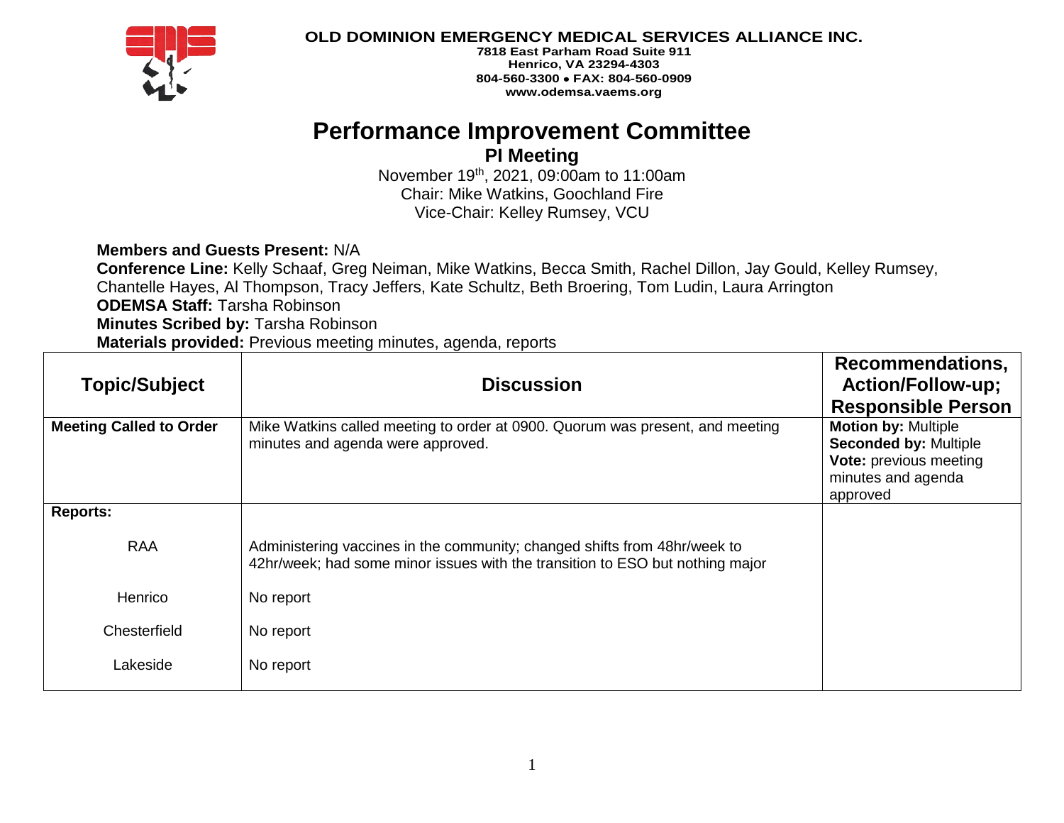**OLD DOMINION EMERGENCY MEDICAL SERVICES ALLIANCE INC.**
**7818 East Parham Road Suite 911**
**Henrico, VA 23294-4303**
**804-560-3300 • FAX: 804-560-0909**
**www.odemsa.vaems.org**

# Performance Improvement Committee

## PI Meeting

November 19th, 2021, 09:00am to 11:00am
Chair: Mike Watkins, Goochland Fire
Vice-Chair: Kelley Rumsey, VCU

**Members and Guests Present:** N/A
**Conference Line:** Kelly Schaaf, Greg Neiman, Mike Watkins, Becca Smith, Rachel Dillon, Jay Gould, Kelley Rumsey, Chantelle Hayes, Al Thompson, Tracy Jeffers, Kate Schultz, Beth Broering, Tom Ludin, Laura Arrington
**ODEMSA Staff:** Tarsha Robinson
**Minutes Scribed by:** Tarsha Robinson
**Materials provided:** Previous meeting minutes, agenda, reports

| Topic/Subject | Discussion | Recommendations, Action/Follow-up; Responsible Person |
|---|---|---|
| **Meeting Called to Order** | Mike Watkins called meeting to order at 0900. Quorum was present, and meeting minutes and agenda were approved. | **Motion by:** Multiple<br>**Seconded by:** Multiple<br>**Vote:** previous meeting minutes and agenda approved |
| **Reports:** | | |
| RAA | Administering vaccines in the community; changed shifts from 48hr/week to 42hr/week; had some minor issues with the transition to ESO but nothing major | |
| Henrico | No report | |
| Chesterfield | No report | |
| Lakeside | No report | |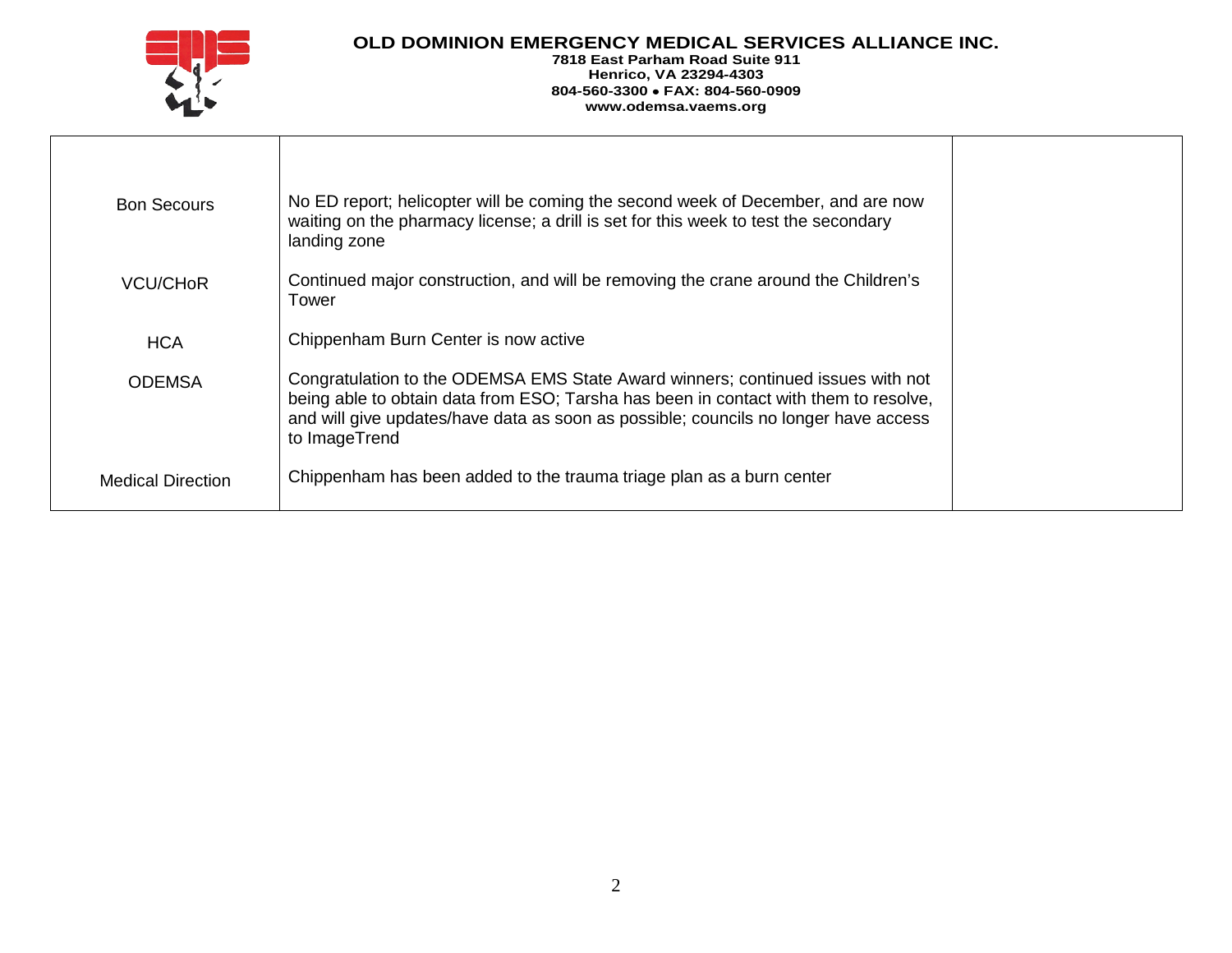**OLD DOMINION EMERGENCY MEDICAL SERVICES ALLIANCE INC.**
**7818 East Parham Road Suite 911**
**Henrico, VA 23294-4303**
**804-560-3300 • FAX: 804-560-0909**
**www.odemsa.vaems.org**

| | | |
|---|---|---|
| Bon Secours | No ED report; helicopter will be coming the second week of December, and are now waiting on the pharmacy license; a drill is set for this week to test the secondary landing zone | |
| VCU/CHoR | Continued major construction, and will be removing the crane around the Children's Tower | |
| HCA | Chippenham Burn Center is now active | |
| ODEMSA | Congratulation to the ODEMSA EMS State Award winners; continued issues with not being able to obtain data from ESO; Tarsha has been in contact with them to resolve, and will give updates/have data as soon as possible; councils no longer have access to ImageTrend | |
| Medical Direction | Chippenham has been added to the trauma triage plan as a burn center | |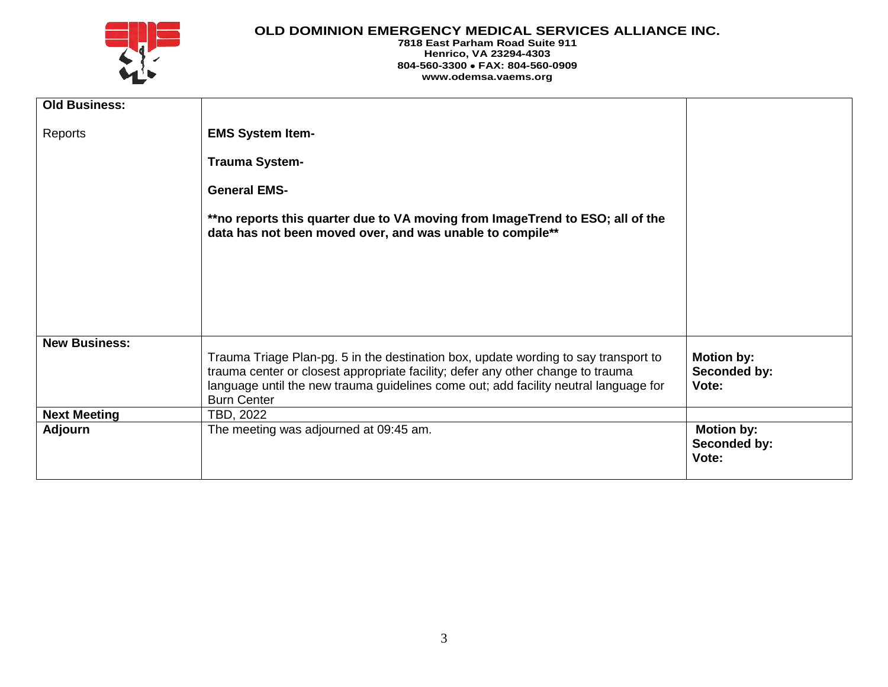**OLD DOMINION EMERGENCY MEDICAL SERVICES ALLIANCE INC.**
**7818 East Parham Road Suite 911**
**Henrico, VA 23294-4303**
**804-560-3300 • FAX: 804-560-0909**
**www.odemsa.vaems.org**

| | | |
|---|---|---|
| **Old Business:**<br><br>Reports | **EMS System Item-**<br><br>**Trauma System-**<br><br>**General EMS-**<br><br>**\*\*no reports this quarter due to VA moving from ImageTrend to ESO; all of the data has not been moved over, and was unable to compile\*\*** | |
| **New Business:** | Trauma Triage Plan-pg. 5 in the destination box, update wording to say transport to trauma center or closest appropriate facility; defer any other change to trauma language until the new trauma guidelines come out; add facility neutral language for Burn Center | **Motion by:**<br>**Seconded by:**<br>**Vote:** |
| **Next Meeting** | TBD, 2022 | |
| **Adjourn** | The meeting was adjourned at 09:45 am. | **Motion by:**<br>**Seconded by:**<br>**Vote:** |